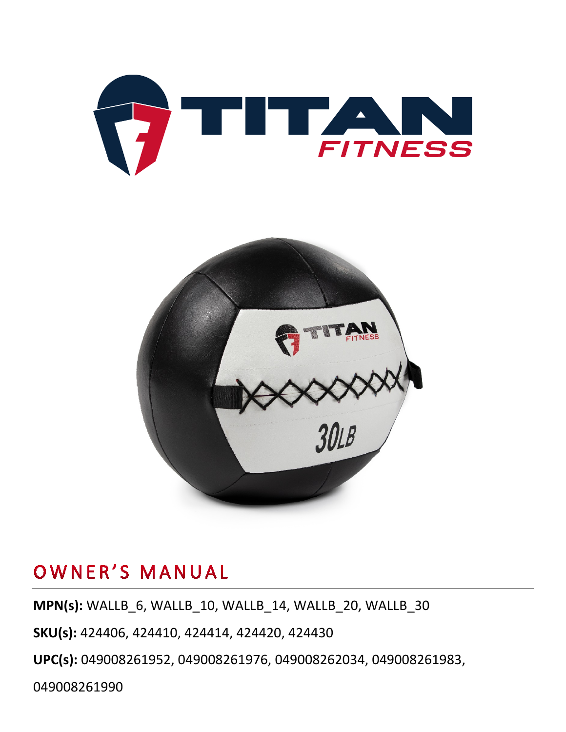# OWNER'S MANUAL

**MPN(s):** WALLB_6, WALLB_10, WALLB_14, WALLB_20, WALLB_30

**SKU(s):** 424406, 424410, 424414, 424420, 424430

**UPC(s):** 049008261952, 049008261976, 049008262034, 049008261983, 049008261990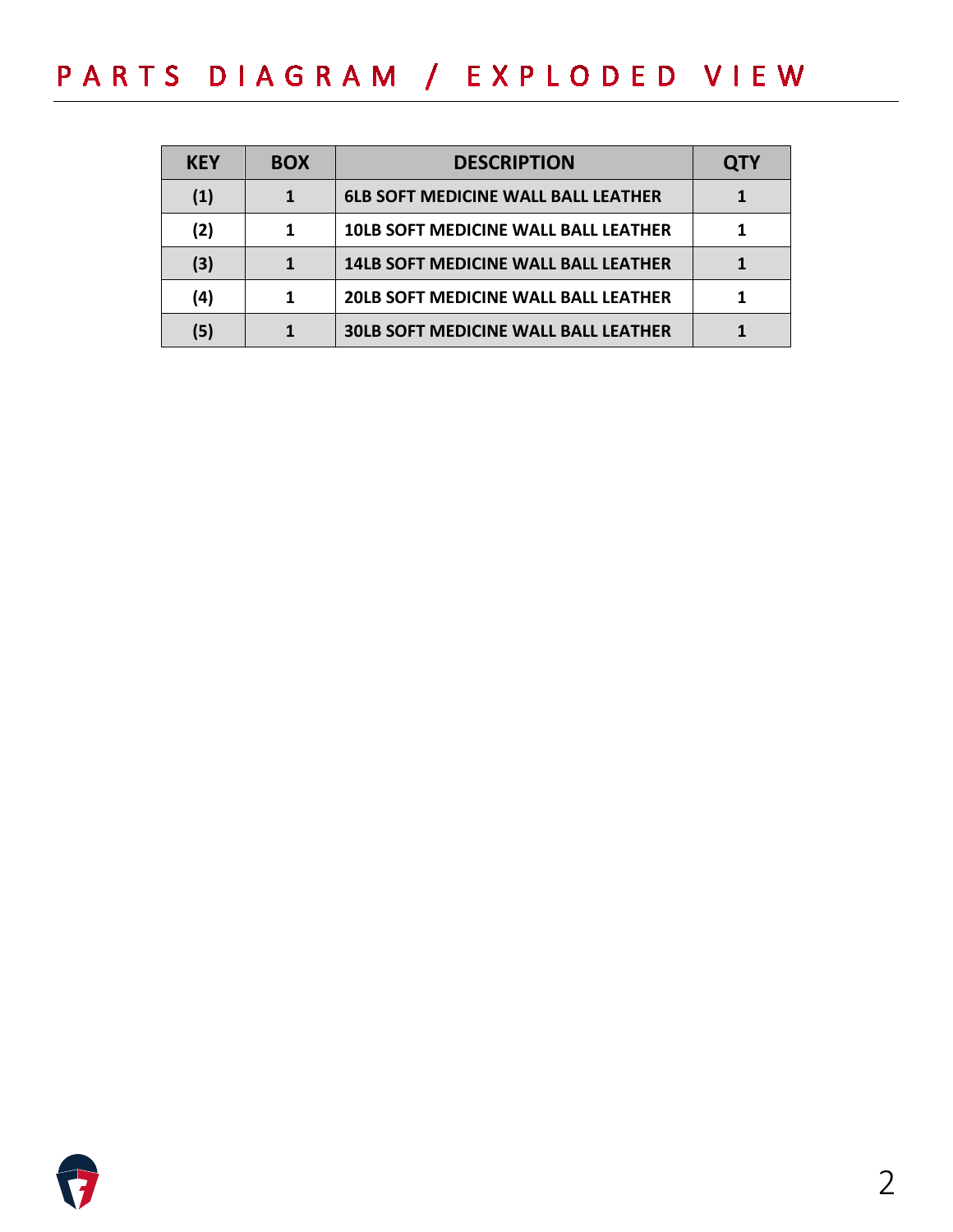# PARTS DIAGRAM / EXPLODED VIEW

| KEY | BOX | DESCRIPTION | QTY |
|---|---|---|---|
| (1) | 1 | 6LB SOFT MEDICINE WALL BALL LEATHER | 1 |
| (2) | 1 | 10LB SOFT MEDICINE WALL BALL LEATHER | 1 |
| (3) | 1 | 14LB SOFT MEDICINE WALL BALL LEATHER | 1 |
| (4) | 1 | 20LB SOFT MEDICINE WALL BALL LEATHER | 1 |
| (5) | 1 | 30LB SOFT MEDICINE WALL BALL LEATHER | 1 |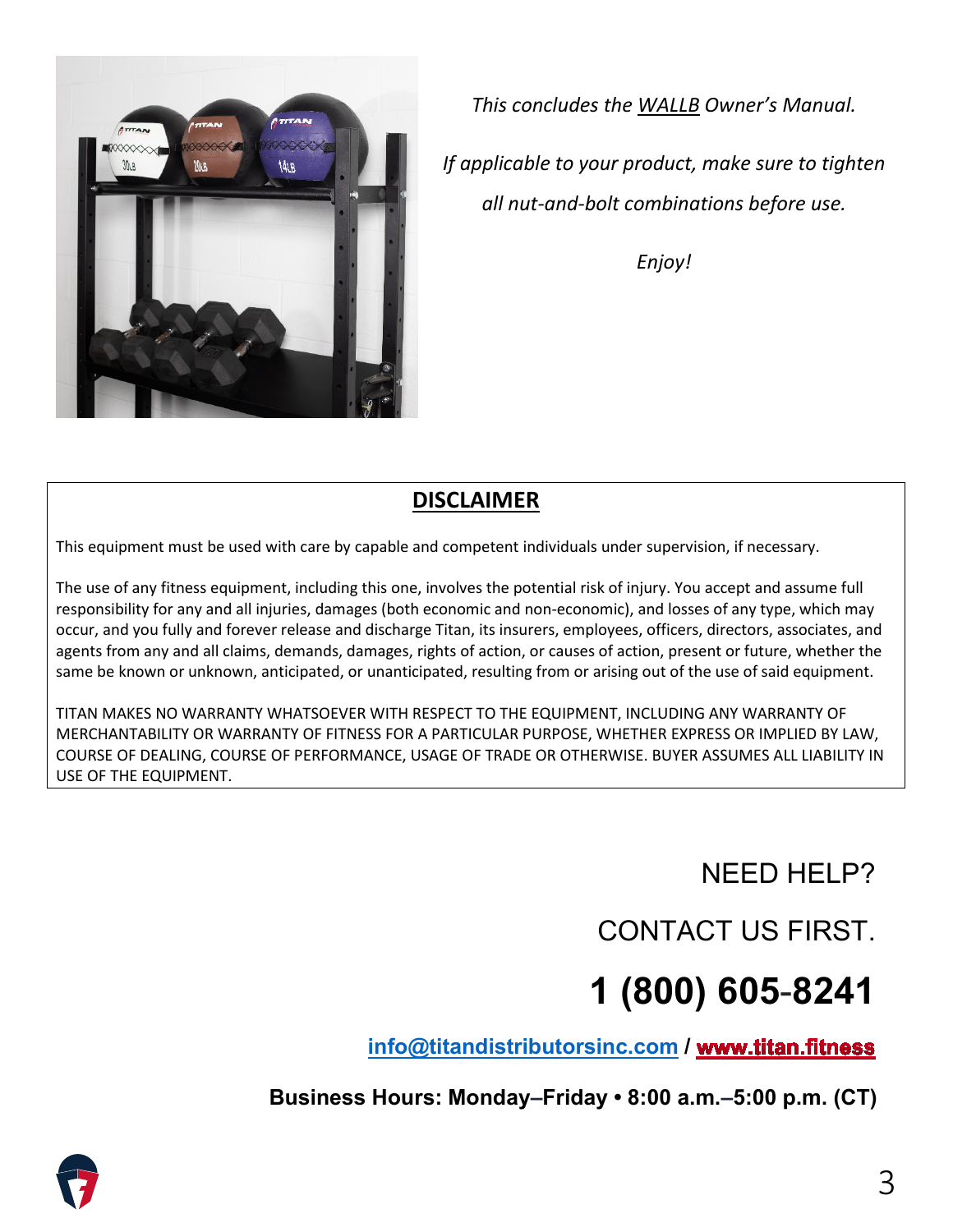*This concludes the WALLB Owner's Manual.*

*If applicable to your product, make sure to tighten all nut-and-bolt combinations before use.*

*Enjoy!*

## DISCLAIMER

This equipment must be used with care by capable and competent individuals under supervision, if necessary.

The use of any fitness equipment, including this one, involves the potential risk of injury. You accept and assume full responsibility for any and all injuries, damages (both economic and non-economic), and losses of any type, which may occur, and you fully and forever release and discharge Titan, its insurers, employees, officers, directors, associates, and agents from any and all claims, demands, damages, rights of action, or causes of action, present or future, whether the same be known or unknown, anticipated, or unanticipated, resulting from or arising out of the use of said equipment.

TITAN MAKES NO WARRANTY WHATSOEVER WITH RESPECT TO THE EQUIPMENT, INCLUDING ANY WARRANTY OF MERCHANTABILITY OR WARRANTY OF FITNESS FOR A PARTICULAR PURPOSE, WHETHER EXPRESS OR IMPLIED BY LAW, COURSE OF DEALING, COURSE OF PERFORMANCE, USAGE OF TRADE OR OTHERWISE. BUYER ASSUMES ALL LIABILITY IN USE OF THE EQUIPMENT.

NEED HELP?

CONTACT US FIRST.

**1 (800) 605-8241**

**info@titandistributorsinc.com / www.titan.fitness**

**Business Hours: Monday–Friday • 8:00 a.m.–5:00 p.m. (CT)**